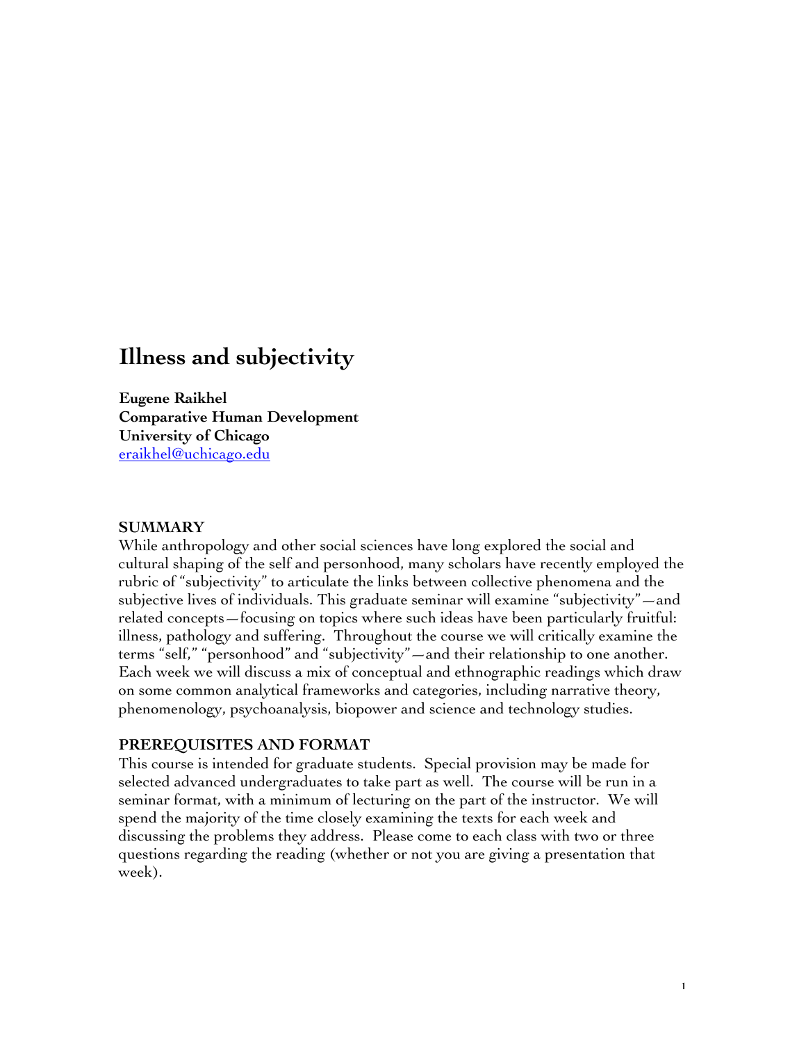# Illness and subjectivity

**Eugene Raikhel**
**Comparative Human Development**
**University of Chicago**
[eraikhel@uchicago.edu](mailto:eraikhel@uchicago.edu)

## SUMMARY

While anthropology and other social sciences have long explored the social and cultural shaping of the self and personhood, many scholars have recently employed the rubric of "subjectivity" to articulate the links between collective phenomena and the subjective lives of individuals. This graduate seminar will examine "subjectivity"—and related concepts—focusing on topics where such ideas have been particularly fruitful: illness, pathology and suffering. Throughout the course we will critically examine the terms "self," "personhood" and "subjectivity"—and their relationship to one another. Each week we will discuss a mix of conceptual and ethnographic readings which draw on some common analytical frameworks and categories, including narrative theory, phenomenology, psychoanalysis, biopower and science and technology studies.

## PREREQUISITES AND FORMAT

This course is intended for graduate students. Special provision may be made for selected advanced undergraduates to take part as well. The course will be run in a seminar format, with a minimum of lecturing on the part of the instructor. We will spend the majority of the time closely examining the texts for each week and discussing the problems they address. Please come to each class with two or three questions regarding the reading (whether or not you are giving a presentation that week).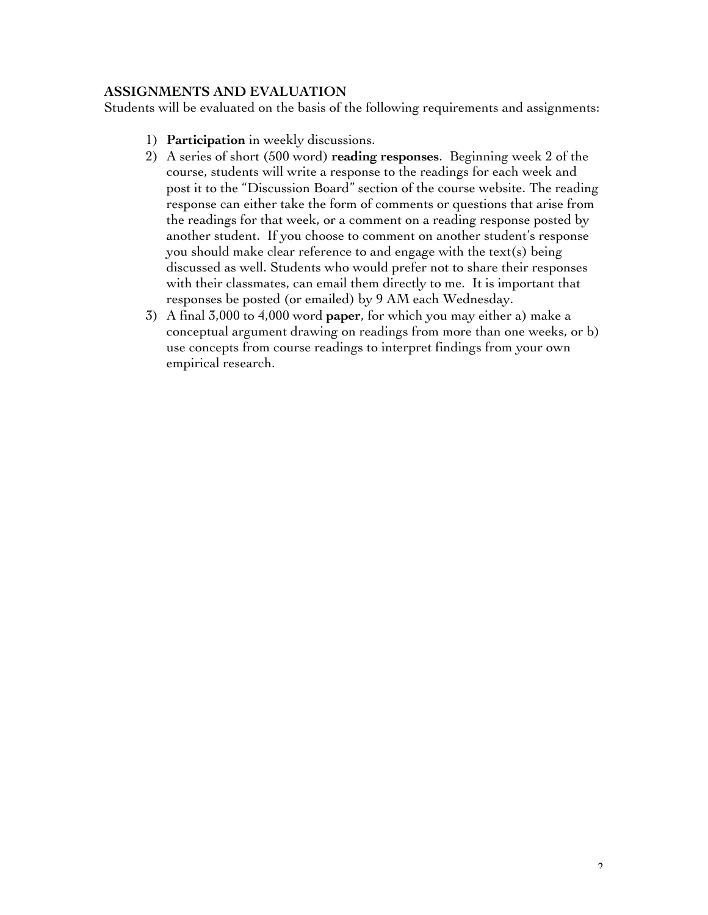**ASSIGNMENTS AND EVALUATION**

Students will be evaluated on the basis of the following requirements and assignments:

1) **Participation** in weekly discussions.
2) A series of short (500 word) **reading responses**. Beginning week 2 of the course, students will write a response to the readings for each week and post it to the "Discussion Board" section of the course website. The reading response can either take the form of comments or questions that arise from the readings for that week, or a comment on a reading response posted by another student. If you choose to comment on another student's response you should make clear reference to and engage with the text(s) being discussed as well. Students who would prefer not to share their responses with their classmates, can email them directly to me. It is important that responses be posted (or emailed) by 9 AM each Wednesday.
3) A final 3,000 to 4,000 word **paper**, for which you may either a) make a conceptual argument drawing on readings from more than one weeks, or b) use concepts from course readings to interpret findings from your own empirical research.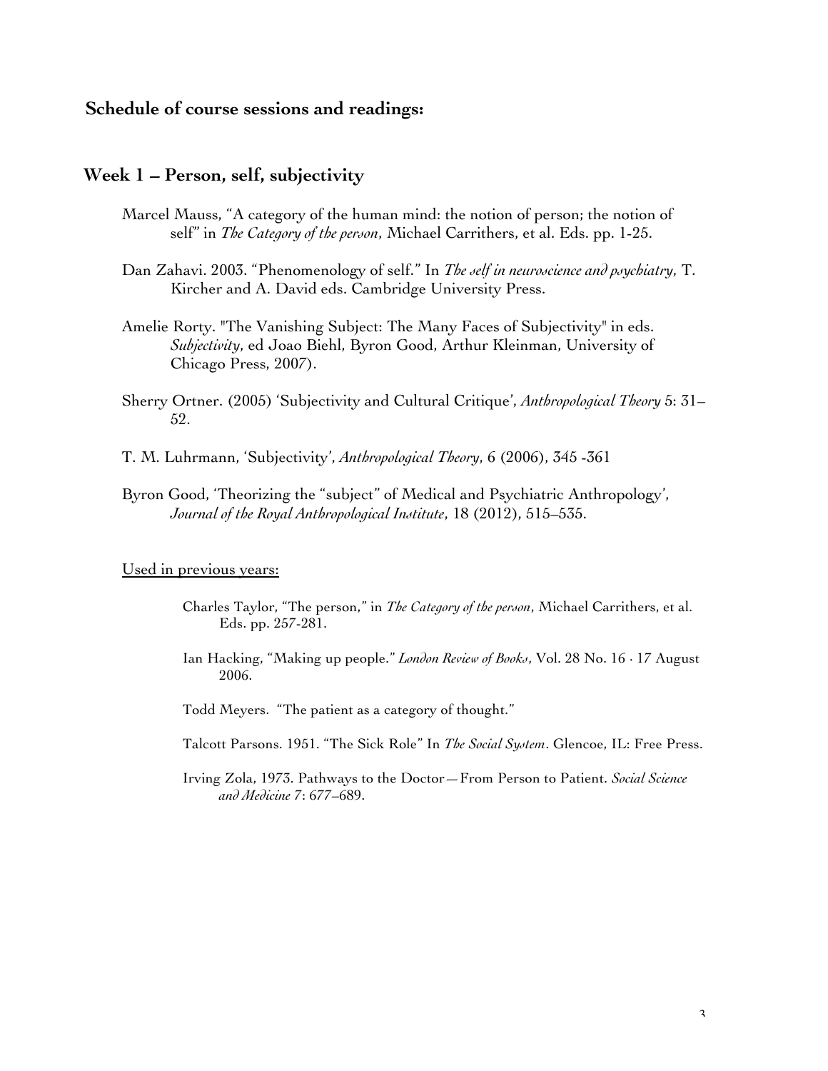## Schedule of course sessions and readings:

### Week 1 – Person, self, subjectivity

Marcel Mauss, "A category of the human mind: the notion of person; the notion of self" in *The Category of the person*, Michael Carrithers, et al. Eds. pp. 1-25.

Dan Zahavi. 2003. "Phenomenology of self." In *The self in neuroscience and psychiatry*, T. Kircher and A. David eds. Cambridge University Press.

Amelie Rorty. "The Vanishing Subject: The Many Faces of Subjectivity" in eds. *Subjectivity*, ed Joao Biehl, Byron Good, Arthur Kleinman, University of Chicago Press, 2007).

Sherry Ortner. (2005) 'Subjectivity and Cultural Critique', *Anthropological Theory* 5: 31–52.

T. M. Luhrmann, 'Subjectivity', *Anthropological Theory*, 6 (2006), 345 -361

Byron Good, 'Theorizing the "subject" of Medical and Psychiatric Anthropology', *Journal of the Royal Anthropological Institute*, 18 (2012), 515–535.

<u>Used in previous years:</u>

Charles Taylor, "The person," in *The Category of the person*, Michael Carrithers, et al. Eds. pp. 257-281.

Ian Hacking, "Making up people." *London Review of Books*, Vol. 28 No. 16 · 17 August 2006.

Todd Meyers. "The patient as a category of thought."

Talcott Parsons. 1951. "The Sick Role" In *The Social System*. Glencoe, IL: Free Press.

Irving Zola, 1973. Pathways to the Doctor—From Person to Patient. *Social Science and Medicine 7*: 677–689.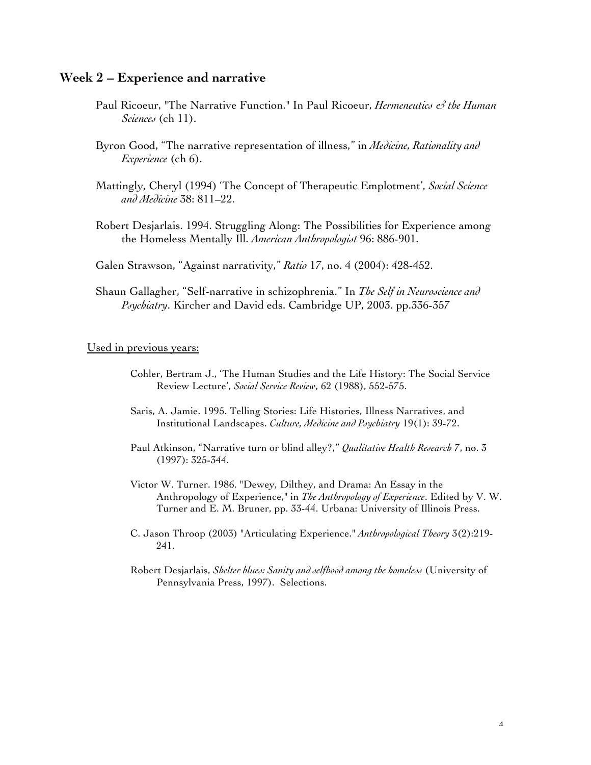## Week 2 – Experience and narrative

Paul Ricoeur, "The Narrative Function." In Paul Ricoeur, *Hermeneutics & the Human Sciences* (ch 11).

Byron Good, "The narrative representation of illness," in *Medicine, Rationality and Experience* (ch 6).

Mattingly, Cheryl (1994) 'The Concept of Therapeutic Emplotment', *Social Science and Medicine* 38: 811–22.

Robert Desjarlais. 1994. Struggling Along: The Possibilities for Experience among the Homeless Mentally Ill. *American Anthropologist* 96: 886-901.

Galen Strawson, "Against narrativity," *Ratio* 17, no. 4 (2004): 428-452.

Shaun Gallagher, "Self-narrative in schizophrenia." In *The Self in Neuroscience and Psychiatry*. Kircher and David eds. Cambridge UP, 2003. pp.336-357

Used in previous years:

Cohler, Bertram J., 'The Human Studies and the Life History: The Social Service Review Lecture', *Social Service Review*, 62 (1988), 552-575.

Saris, A. Jamie. 1995. Telling Stories: Life Histories, Illness Narratives, and Institutional Landscapes. *Culture, Medicine and Psychiatry* 19(1): 39-72.

Paul Atkinson, "Narrative turn or blind alley?," *Qualitative Health Research* 7, no. 3 (1997): 325-344.

Victor W. Turner. 1986. "Dewey, Dilthey, and Drama: An Essay in the Anthropology of Experience," in *The Anthropology of Experience*. Edited by V. W. Turner and E. M. Bruner, pp. 33-44. Urbana: University of Illinois Press.

C. Jason Throop (2003) "Articulating Experience." *Anthropological Theory* 3(2):219-241.

Robert Desjarlais, *Shelter blues: Sanity and selfhood among the homeless* (University of Pennsylvania Press, 1997). Selections.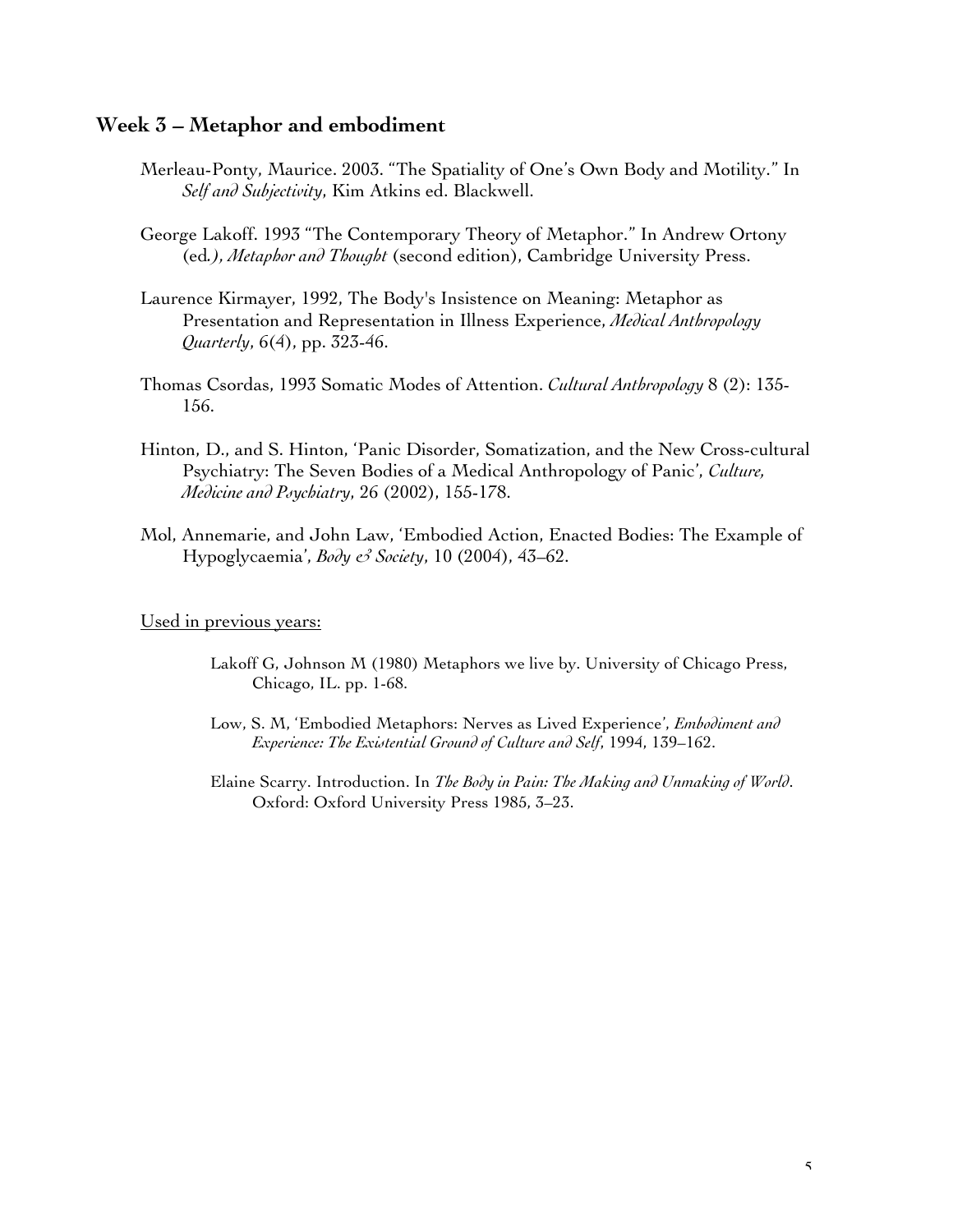## Week 3 – Metaphor and embodiment

Merleau-Ponty, Maurice. 2003. "The Spatiality of One's Own Body and Motility." In *Self and Subjectivity*, Kim Atkins ed. Blackwell.

George Lakoff. 1993 "The Contemporary Theory of Metaphor." In Andrew Ortony (ed*.), Metaphor and Thought* (second edition), Cambridge University Press.

Laurence Kirmayer, 1992, The Body's Insistence on Meaning: Metaphor as Presentation and Representation in Illness Experience, *Medical Anthropology Quarterly*, 6(4), pp. 323-46.

Thomas Csordas, 1993 Somatic Modes of Attention. *Cultural Anthropology* 8 (2): 135-156.

Hinton, D., and S. Hinton, 'Panic Disorder, Somatization, and the New Cross-cultural Psychiatry: The Seven Bodies of a Medical Anthropology of Panic', *Culture, Medicine and Psychiatry*, 26 (2002), 155-178.

Mol, Annemarie, and John Law, 'Embodied Action, Enacted Bodies: The Example of Hypoglycaemia', *Body & Society*, 10 (2004), 43–62.

<u>Used in previous years:</u>

Lakoff G, Johnson M (1980) Metaphors we live by. University of Chicago Press, Chicago, IL. pp. 1-68.

Low, S. M, 'Embodied Metaphors: Nerves as Lived Experience', *Embodiment and Experience: The Existential Ground of Culture and Self*, 1994, 139–162.

Elaine Scarry. Introduction. In *The Body in Pain: The Making and Unmaking of World*. Oxford: Oxford University Press 1985, 3–23.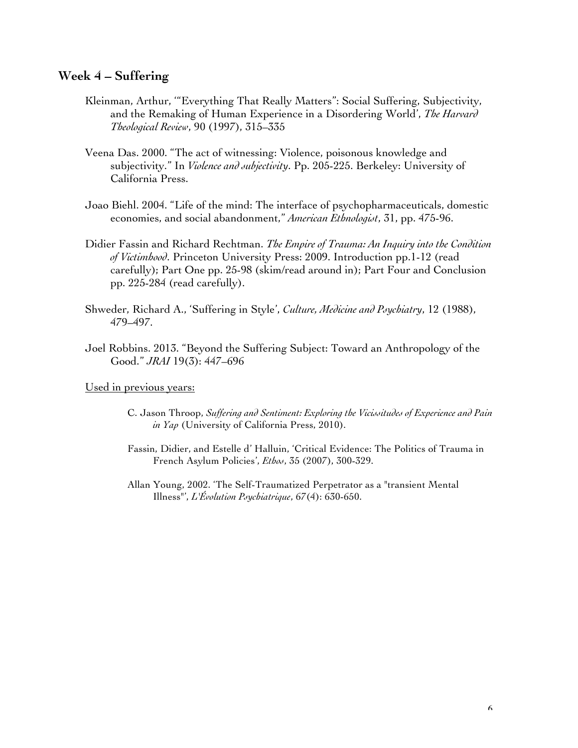## Week 4 – Suffering

Kleinman, Arthur, '"Everything That Really Matters": Social Suffering, Subjectivity, and the Remaking of Human Experience in a Disordering World', *The Harvard Theological Review*, 90 (1997), 315–335

Veena Das. 2000. "The act of witnessing: Violence, poisonous knowledge and subjectivity." In *Violence and subjectivity*. Pp. 205-225. Berkeley: University of California Press.

Joao Biehl. 2004. "Life of the mind: The interface of psychopharmaceuticals, domestic economies, and social abandonment," *American Ethnologist*, 31, pp. 475-96.

Didier Fassin and Richard Rechtman. *The Empire of Trauma: An Inquiry into the Condition of Victimhood*. Princeton University Press: 2009. Introduction pp.1-12 (read carefully); Part One pp. 25-98 (skim/read around in); Part Four and Conclusion pp. 225-284 (read carefully).

Shweder, Richard A., 'Suffering in Style', *Culture, Medicine and Psychiatry*, 12 (1988), 479–497.

Joel Robbins. 2013. "Beyond the Suffering Subject: Toward an Anthropology of the Good." *JRAI* 19(3): 447–696

<u>Used in previous years:</u>

C. Jason Throop, *Suffering and Sentiment: Exploring the Vicissitudes of Experience and Pain in Yap* (University of California Press, 2010).

Fassin, Didier, and Estelle d' Halluin, 'Critical Evidence: The Politics of Trauma in French Asylum Policies', *Ethos*, 35 (2007), 300-329.

Allan Young, 2002. 'The Self-Traumatized Perpetrator as a "transient Mental Illness"', *L'Évolution Psychiatrique*, 67(4): 630-650.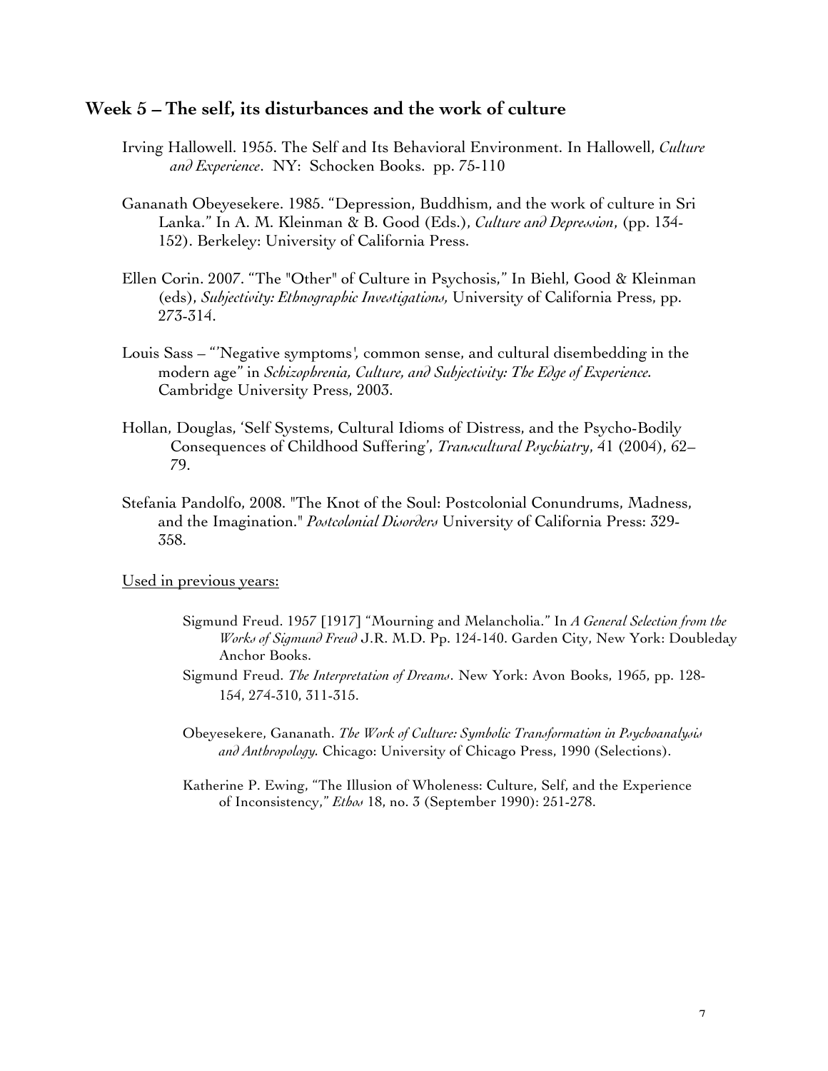## Week 5 – The self, its disturbances and the work of culture

Irving Hallowell. 1955. The Self and Its Behavioral Environment. In Hallowell, *Culture and Experience*. NY: Schocken Books. pp. 75-110

Gananath Obeyesekere. 1985. "Depression, Buddhism, and the work of culture in Sri Lanka." In A. M. Kleinman & B. Good (Eds.), *Culture and Depression*, (pp. 134-152). Berkeley: University of California Press.

Ellen Corin. 2007. "The "Other" of Culture in Psychosis," In Biehl, Good & Kleinman (eds), *Subjectivity: Ethnographic Investigations,* University of California Press, pp. 273-314.

Louis Sass – "'Negative symptoms', common sense, and cultural disembedding in the modern age" in *Schizophrenia, Culture, and Subjectivity: The Edge of Experience.* Cambridge University Press, 2003.

Hollan, Douglas, 'Self Systems, Cultural Idioms of Distress, and the Psycho-Bodily Consequences of Childhood Suffering', *Transcultural Psychiatry*, 41 (2004), 62–79.

Stefania Pandolfo, 2008. "The Knot of the Soul: Postcolonial Conundrums, Madness, and the Imagination." *Postcolonial Disorders* University of California Press: 329-358.

Used in previous years:

Sigmund Freud. 1957 [1917] "Mourning and Melancholia." In *A General Selection from the Works of Sigmund Freud* J.R. M.D. Pp. 124-140. Garden City, New York: Doubleday Anchor Books.

Sigmund Freud. *The Interpretation of Dreams*. New York: Avon Books, 1965, pp. 128-154, 274-310, 311-315.

Obeyesekere, Gananath. *The Work of Culture: Symbolic Transformation in Psychoanalysis and Anthropology.* Chicago: University of Chicago Press, 1990 (Selections).

Katherine P. Ewing, "The Illusion of Wholeness: Culture, Self, and the Experience of Inconsistency," *Ethos* 18, no. 3 (September 1990): 251-278.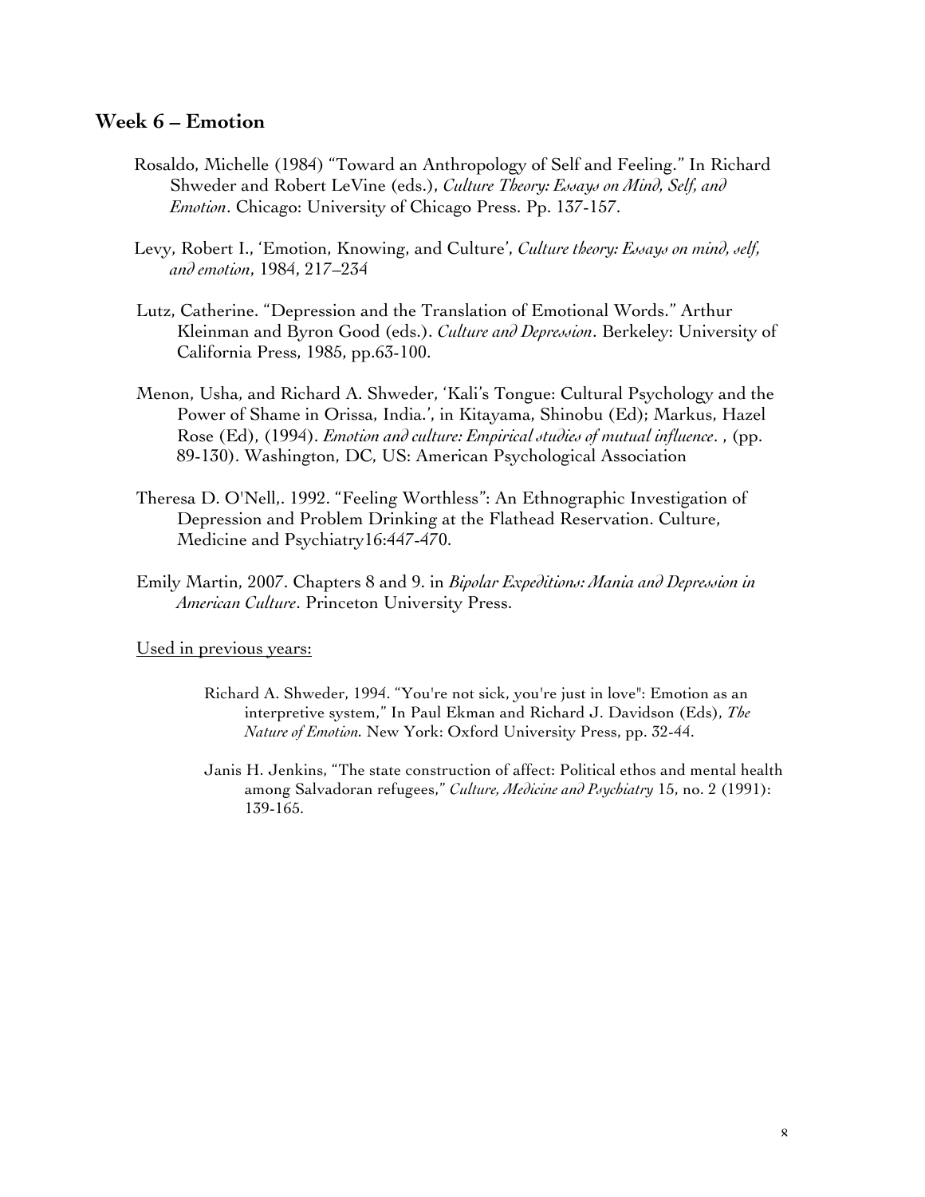## Week 6 – Emotion

Rosaldo, Michelle (1984) "Toward an Anthropology of Self and Feeling." In Richard Shweder and Robert LeVine (eds.), *Culture Theory: Essays on Mind, Self, and Emotion*. Chicago: University of Chicago Press. Pp. 137-157.

Levy, Robert I., 'Emotion, Knowing, and Culture', *Culture theory: Essays on mind, self, and emotion*, 1984, 217–234

Lutz, Catherine. "Depression and the Translation of Emotional Words." Arthur Kleinman and Byron Good (eds.). *Culture and Depression*. Berkeley: University of California Press, 1985, pp.63-100.

Menon, Usha, and Richard A. Shweder, 'Kali's Tongue: Cultural Psychology and the Power of Shame in Orissa, India.', in Kitayama, Shinobu (Ed); Markus, Hazel Rose (Ed), (1994). *Emotion and culture: Empirical studies of mutual influence*. , (pp. 89-130). Washington, DC, US: American Psychological Association

Theresa D. O'Nell,. 1992. "Feeling Worthless": An Ethnographic Investigation of Depression and Problem Drinking at the Flathead Reservation. Culture, Medicine and Psychiatry16:447-470.

Emily Martin, 2007. Chapters 8 and 9. in *Bipolar Expeditions: Mania and Depression in American Culture*. Princeton University Press.

Used in previous years:

Richard A. Shweder, 1994. "You're not sick, you're just in love": Emotion as an interpretive system," In Paul Ekman and Richard J. Davidson (Eds), *The Nature of Emotion.* New York: Oxford University Press, pp. 32-44.

Janis H. Jenkins, "The state construction of affect: Political ethos and mental health among Salvadoran refugees," *Culture, Medicine and Psychiatry* 15, no. 2 (1991): 139-165.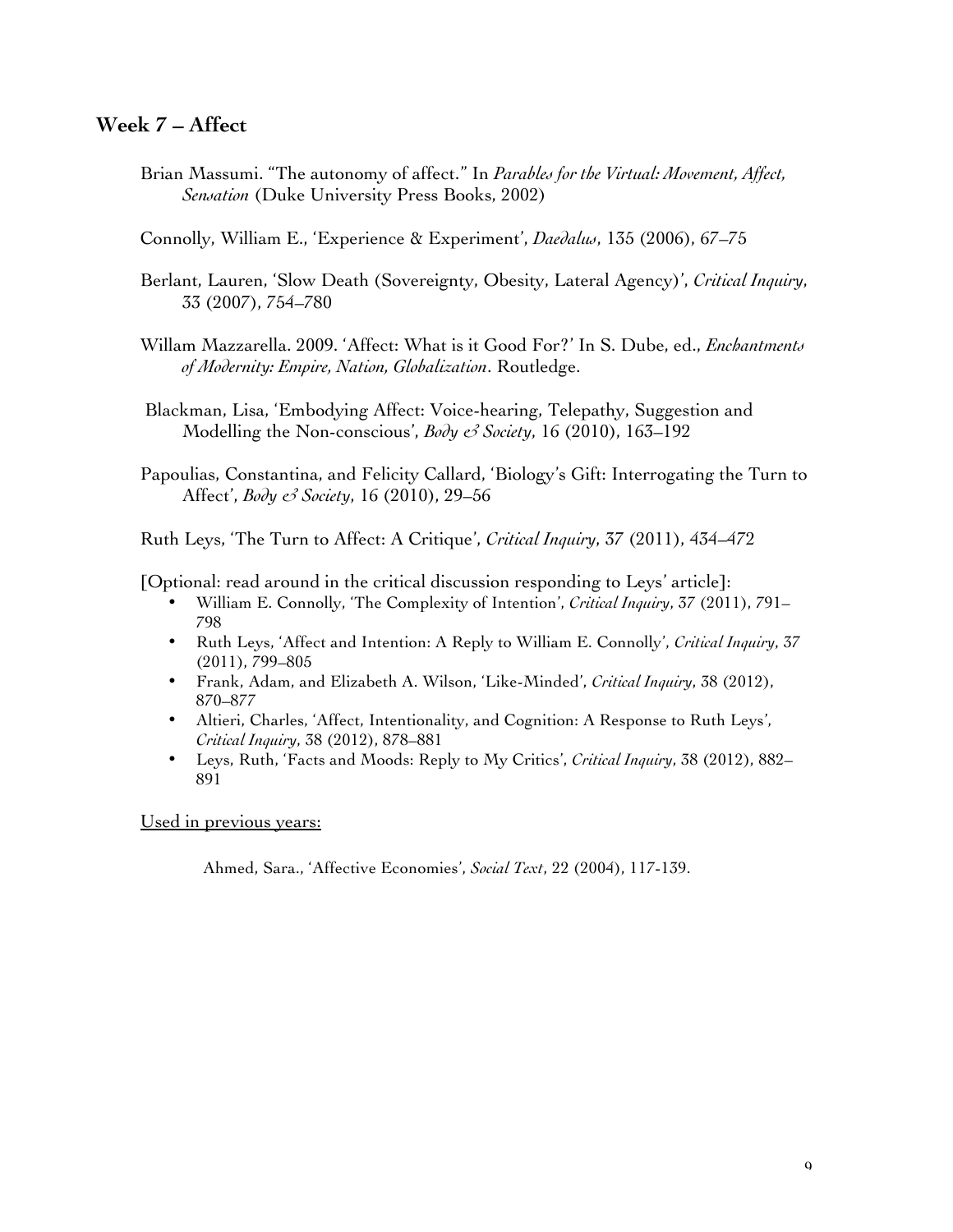## Week 7 – Affect

Brian Massumi. "The autonomy of affect." In *Parables for the Virtual: Movement, Affect, Sensation* (Duke University Press Books, 2002)

Connolly, William E., 'Experience & Experiment', *Daedalus*, 135 (2006), 67–75

Berlant, Lauren, 'Slow Death (Sovereignty, Obesity, Lateral Agency)', *Critical Inquiry*, 33 (2007), 754–780

Willam Mazzarella. 2009. 'Affect: What is it Good For?' In S. Dube, ed., *Enchantments of Modernity: Empire, Nation, Globalization*. Routledge.

Blackman, Lisa, 'Embodying Affect: Voice-hearing, Telepathy, Suggestion and Modelling the Non-conscious', *Body & Society*, 16 (2010), 163–192

Papoulias, Constantina, and Felicity Callard, 'Biology's Gift: Interrogating the Turn to Affect', *Body & Society*, 16 (2010), 29–56

Ruth Leys, 'The Turn to Affect: A Critique', *Critical Inquiry*, 37 (2011), 434–472

[Optional: read around in the critical discussion responding to Leys' article]:

- William E. Connolly, 'The Complexity of Intention', *Critical Inquiry*, 37 (2011), 791–798
- Ruth Leys, 'Affect and Intention: A Reply to William E. Connolly', *Critical Inquiry*, 37 (2011), 799–805
- Frank, Adam, and Elizabeth A. Wilson, 'Like-Minded', *Critical Inquiry*, 38 (2012), 870–877
- Altieri, Charles, 'Affect, Intentionality, and Cognition: A Response to Ruth Leys', *Critical Inquiry*, 38 (2012), 878–881
- Leys, Ruth, 'Facts and Moods: Reply to My Critics', *Critical Inquiry*, 38 (2012), 882–891

<u>Used in previous years:</u>

Ahmed, Sara., 'Affective Economies', *Social Text*, 22 (2004), 117-139.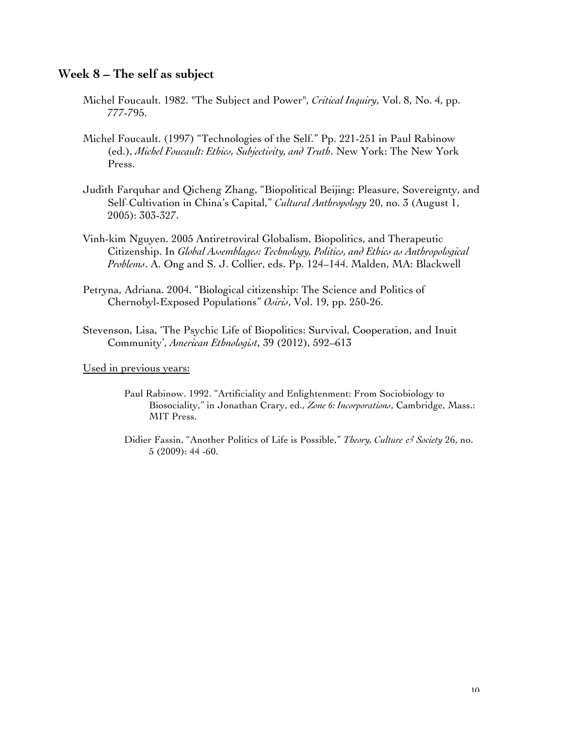## Week 8 – The self as subject

Michel Foucault. 1982. "The Subject and Power", *Critical Inquiry*, Vol. 8, No. 4, pp. 777-795.

Michel Foucault. (1997) "Technologies of the Self." Pp. 221-251 in Paul Rabinow (ed.), *Michel Foucault: Ethics, Subjectivity, and Truth*. New York: The New York Press.

Judith Farquhar and Qicheng Zhang, "Biopolitical Beijing: Pleasure, Sovereignty, and Self-Cultivation in China's Capital," *Cultural Anthropology* 20, no. 3 (August 1, 2005): 303-327.

Vinh-kim Nguyen. 2005 Antiretroviral Globalism, Biopolitics, and Therapeutic Citizenship. In *Global Assemblages: Technology, Politics, and Ethics as Anthropological Problems*. A. Ong and S. J. Collier, eds. Pp. 124–144. Malden, MA: Blackwell

Petryna, Adriana. 2004. "Biological citizenship: The Science and Politics of Chernobyl-Exposed Populations" *Osiris*, Vol. 19, pp. 250-26.

Stevenson, Lisa, 'The Psychic Life of Biopolitics: Survival, Cooperation, and Inuit Community', *American Ethnologist*, 39 (2012), 592–613

<u>Used in previous years:</u>

Paul Rabinow. 1992. "Artificiality and Enlightenment: From Sociobiology to Biosociality," in Jonathan Crary, ed., *Zone 6: Incorporations*, Cambridge, Mass.: MIT Press.

Didier Fassin, "Another Politics of Life is Possible," *Theory, Culture & Society* 26, no. 5 (2009): 44 -60.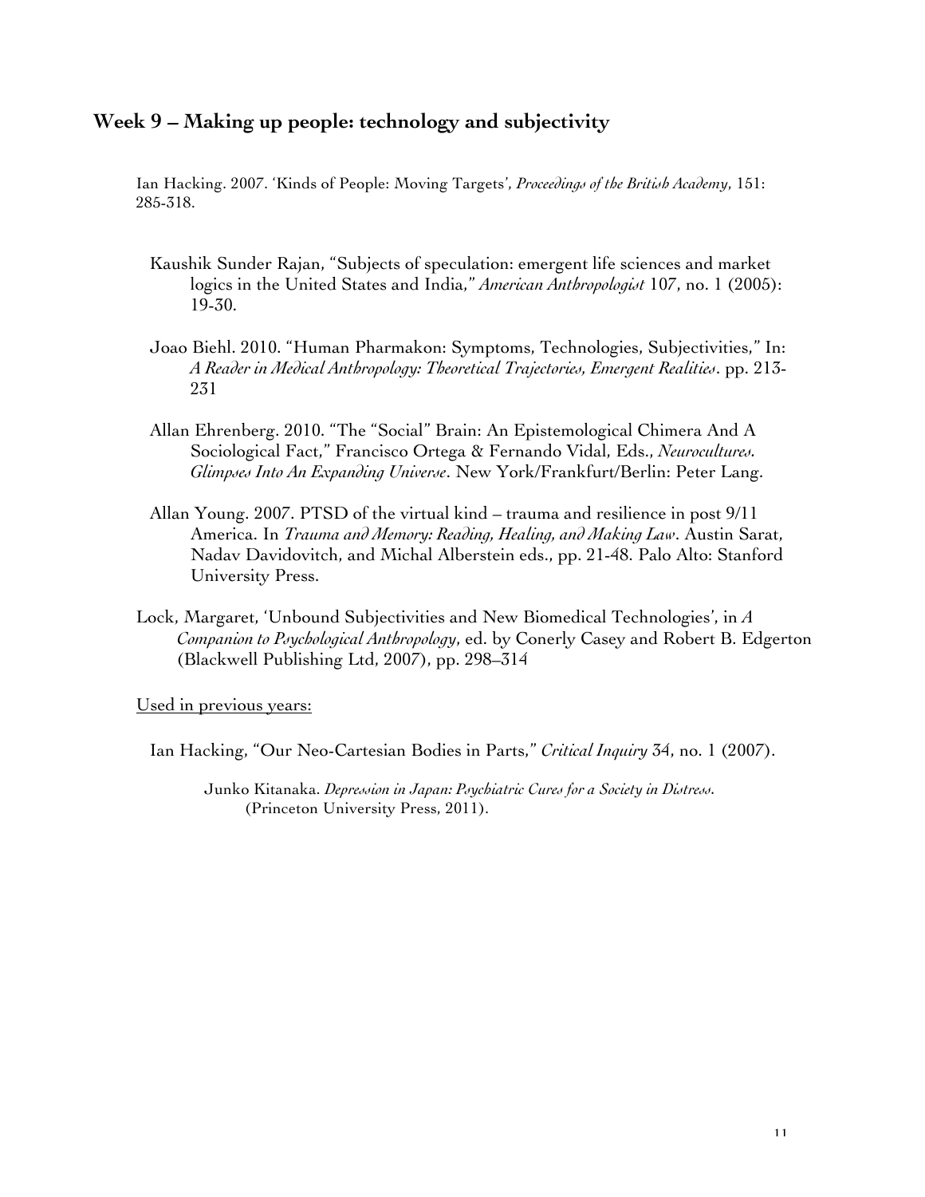## Week 9 – Making up people: technology and subjectivity

Ian Hacking. 2007. 'Kinds of People: Moving Targets', *Proceedings of the British Academy*, 151: 285-318.

Kaushik Sunder Rajan, "Subjects of speculation: emergent life sciences and market logics in the United States and India," *American Anthropologist* 107, no. 1 (2005): 19-30.

Joao Biehl. 2010. "Human Pharmakon: Symptoms, Technologies, Subjectivities," In: *A Reader in Medical Anthropology: Theoretical Trajectories, Emergent Realities*. pp. 213-231

Allan Ehrenberg. 2010. "The "Social" Brain: An Epistemological Chimera And A Sociological Fact," Francisco Ortega & Fernando Vidal, Eds., *Neurocultures. Glimpses Into An Expanding Universe*. New York/Frankfurt/Berlin: Peter Lang.

Allan Young. 2007. PTSD of the virtual kind – trauma and resilience in post 9/11 America. In *Trauma and Memory: Reading, Healing, and Making Law*. Austin Sarat, Nadav Davidovitch, and Michal Alberstein eds., pp. 21-48. Palo Alto: Stanford University Press.

Lock, Margaret, 'Unbound Subjectivities and New Biomedical Technologies', in *A Companion to Psychological Anthropology*, ed. by Conerly Casey and Robert B. Edgerton (Blackwell Publishing Ltd, 2007), pp. 298–314

Used in previous years:

Ian Hacking, "Our Neo-Cartesian Bodies in Parts," *Critical Inquiry* 34, no. 1 (2007).

Junko Kitanaka. *Depression in Japan: Psychiatric Cures for a Society in Distress.* (Princeton University Press, 2011).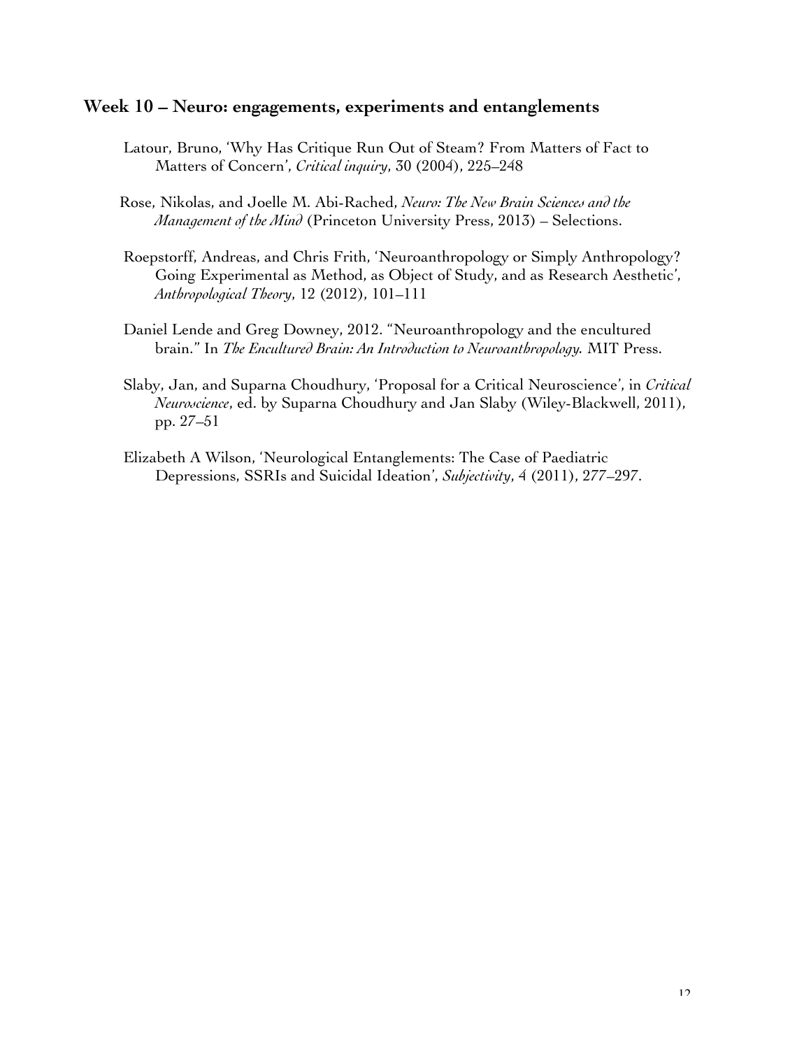## Week 10 – Neuro: engagements, experiments and entanglements

Latour, Bruno, 'Why Has Critique Run Out of Steam? From Matters of Fact to Matters of Concern', *Critical inquiry*, 30 (2004), 225–248

Rose, Nikolas, and Joelle M. Abi-Rached, *Neuro: The New Brain Sciences and the Management of the Mind* (Princeton University Press, 2013) – Selections.

Roepstorff, Andreas, and Chris Frith, 'Neuroanthropology or Simply Anthropology? Going Experimental as Method, as Object of Study, and as Research Aesthetic', *Anthropological Theory*, 12 (2012), 101–111

Daniel Lende and Greg Downey, 2012. "Neuroanthropology and the encultured brain." In *The Encultured Brain: An Introduction to Neuroanthropology.* MIT Press.

Slaby, Jan, and Suparna Choudhury, 'Proposal for a Critical Neuroscience', in *Critical Neuroscience*, ed. by Suparna Choudhury and Jan Slaby (Wiley-Blackwell, 2011), pp. 27–51

Elizabeth A Wilson, 'Neurological Entanglements: The Case of Paediatric Depressions, SSRIs and Suicidal Ideation', *Subjectivity*, 4 (2011), 277–297.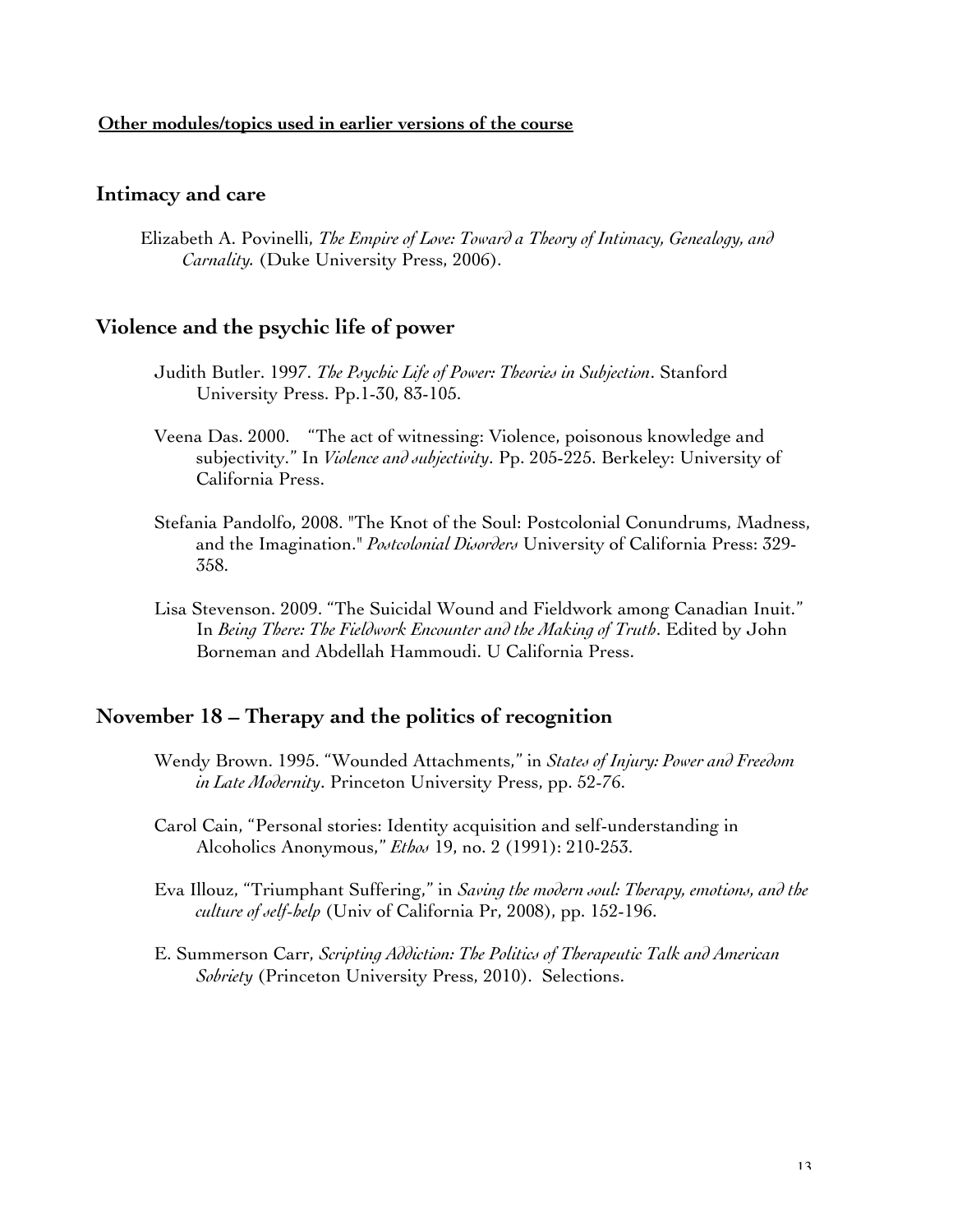**Other modules/topics used in earlier versions of the course**

## Intimacy and care

Elizabeth A. Povinelli, *The Empire of Love: Toward a Theory of Intimacy, Genealogy, and Carnality.* (Duke University Press, 2006).

## Violence and the psychic life of power

Judith Butler. 1997. *The Psychic Life of Power: Theories in Subjection*. Stanford University Press. Pp.1-30, 83-105.

Veena Das. 2000. "The act of witnessing: Violence, poisonous knowledge and subjectivity." In *Violence and subjectivity*. Pp. 205-225. Berkeley: University of California Press.

Stefania Pandolfo, 2008. "The Knot of the Soul: Postcolonial Conundrums, Madness, and the Imagination." *Postcolonial Disorders* University of California Press: 329-358.

Lisa Stevenson. 2009. "The Suicidal Wound and Fieldwork among Canadian Inuit." In *Being There: The Fieldwork Encounter and the Making of Truth*. Edited by John Borneman and Abdellah Hammoudi. U California Press.

## November 18 – Therapy and the politics of recognition

Wendy Brown. 1995. "Wounded Attachments," in *States of Injury: Power and Freedom in Late Modernity*. Princeton University Press, pp. 52-76.

Carol Cain, "Personal stories: Identity acquisition and self-understanding in Alcoholics Anonymous," *Ethos* 19, no. 2 (1991): 210-253.

Eva Illouz, "Triumphant Suffering," in *Saving the modern soul: Therapy, emotions, and the culture of self-help* (Univ of California Pr, 2008), pp. 152-196.

E. Summerson Carr, *Scripting Addiction: The Politics of Therapeutic Talk and American Sobriety* (Princeton University Press, 2010). Selections.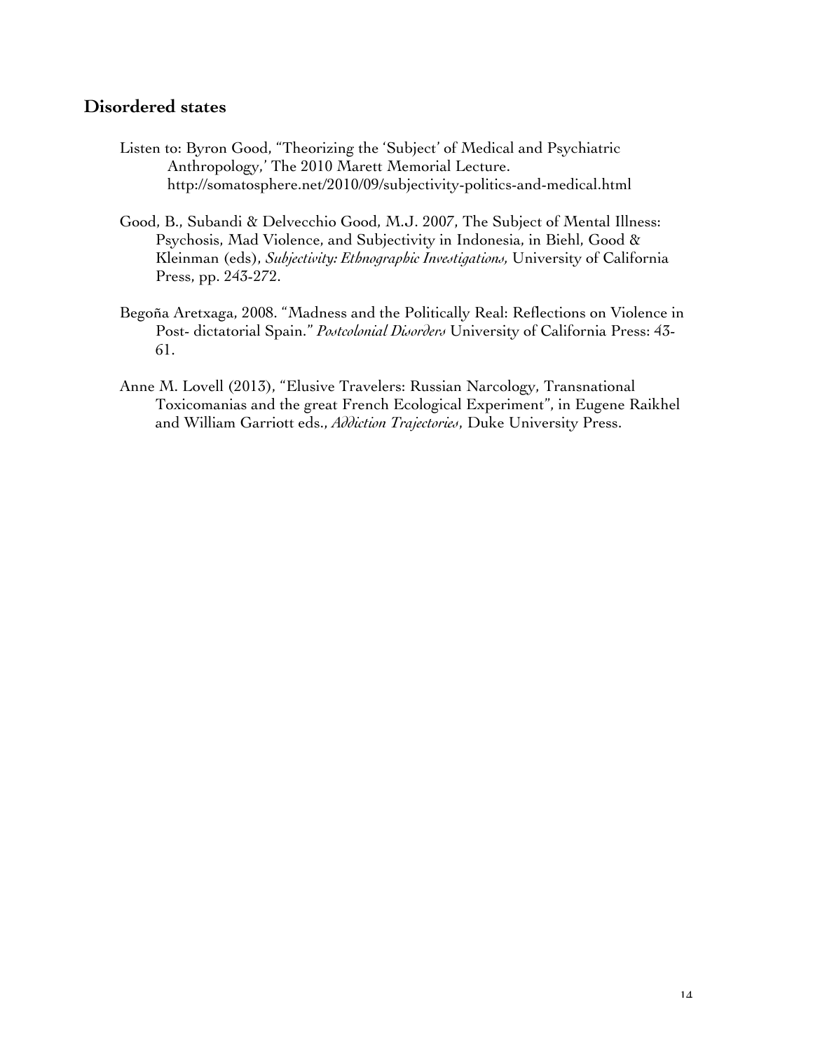## Disordered states

Listen to: Byron Good, "Theorizing the 'Subject' of Medical and Psychiatric Anthropology,' The 2010 Marett Memorial Lecture. http://somatosphere.net/2010/09/subjectivity-politics-and-medical.html

Good, B., Subandi & Delvecchio Good, M.J. 2007, The Subject of Mental Illness: Psychosis, Mad Violence, and Subjectivity in Indonesia, in Biehl, Good & Kleinman (eds), *Subjectivity: Ethnographic Investigations,* University of California Press, pp. 243-272.

Begoña Aretxaga, 2008. "Madness and the Politically Real: Reflections on Violence in Post- dictatorial Spain." *Postcolonial Disorders* University of California Press: 43-61.

Anne M. Lovell (2013), "Elusive Travelers: Russian Narcology, Transnational Toxicomanias and the great French Ecological Experiment", in Eugene Raikhel and William Garriott eds., *Addiction Trajectories*, Duke University Press.